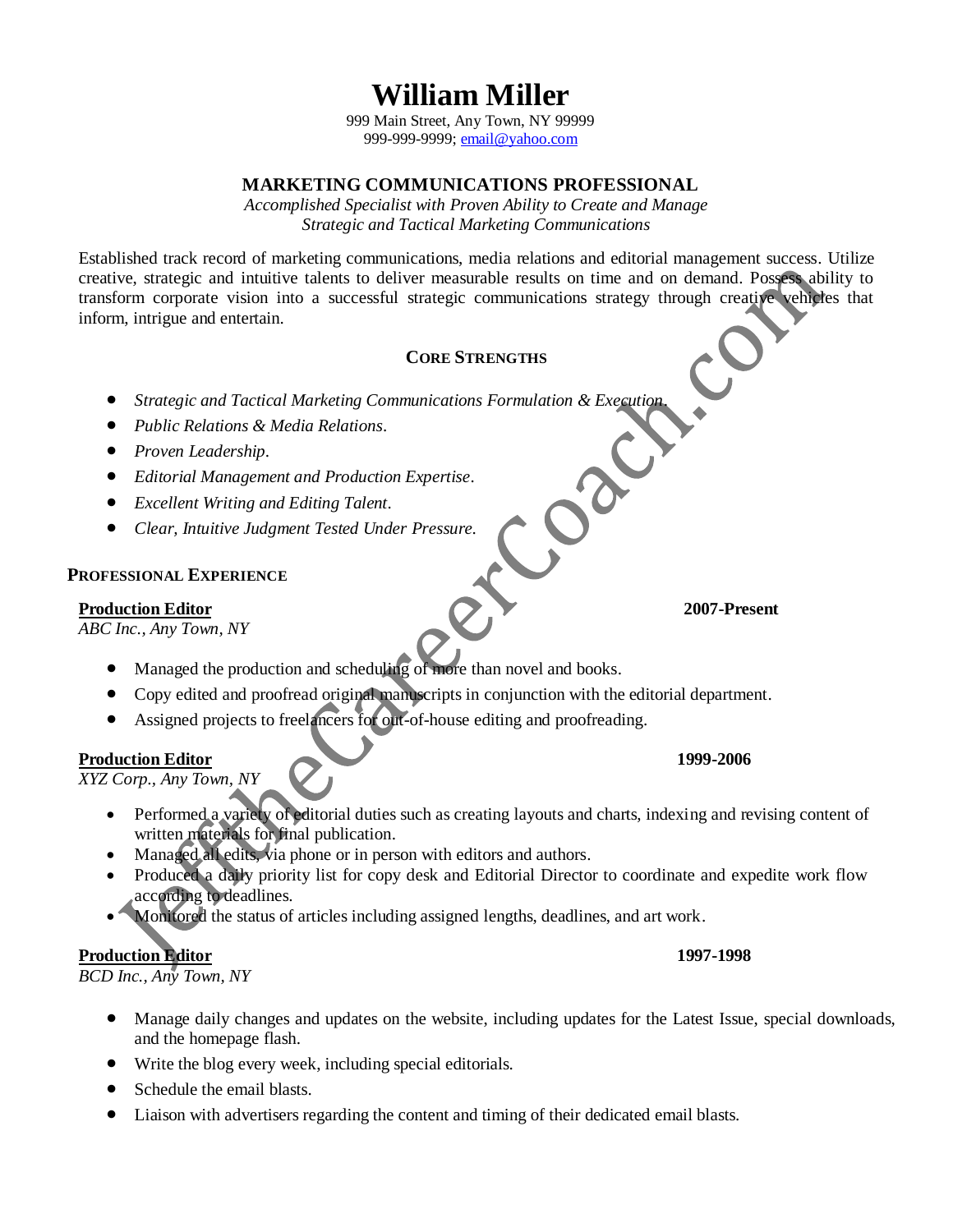# William Miller

999 Main Street, Any Town, NY 99999
999-999-9999; email@yahoo.com

## MARKETING COMMUNICATIONS PROFESSIONAL

*Accomplished Specialist with Proven Ability to Create and Manage Strategic and Tactical Marketing Communications*

Established track record of marketing communications, media relations and editorial management success. Utilize creative, strategic and intuitive talents to deliver measurable results on time and on demand. Possess ability to transform corporate vision into a successful strategic communications strategy through creative vehicles that inform, intrigue and entertain.

### CORE STRENGTHS

- *Strategic and Tactical Marketing Communications Formulation & Execution.*
- *Public Relations & Media Relations.*
- *Proven Leadership.*
- *Editorial Management and Production Expertise.*
- *Excellent Writing and Editing Talent.*
- *Clear, Intuitive Judgment Tested Under Pressure.*

### PROFESSIONAL EXPERIENCE

**Production Editor** — **2007-Present**
*ABC Inc., Any Town, NY*

- Managed the production and scheduling of more than novel and books.
- Copy edited and proofread original manuscripts in conjunction with the editorial department.
- Assigned projects to freelancers for out-of-house editing and proofreading.

**Production Editor** — **1999-2006**
*XYZ Corp., Any Town, NY*

- Performed a variety of editorial duties such as creating layouts and charts, indexing and revising content of written materials for final publication.
- Managed all edits, via phone or in person with editors and authors.
- Produced a daily priority list for copy desk and Editorial Director to coordinate and expedite work flow according to deadlines.
- Monitored the status of articles including assigned lengths, deadlines, and art work.

**Production Editor** — **1997-1998**
*BCD Inc., Any Town, NY*

- Manage daily changes and updates on the website, including updates for the Latest Issue, special downloads, and the homepage flash.
- Write the blog every week, including special editorials.
- Schedule the email blasts.
- Liaison with advertisers regarding the content and timing of their dedicated email blasts.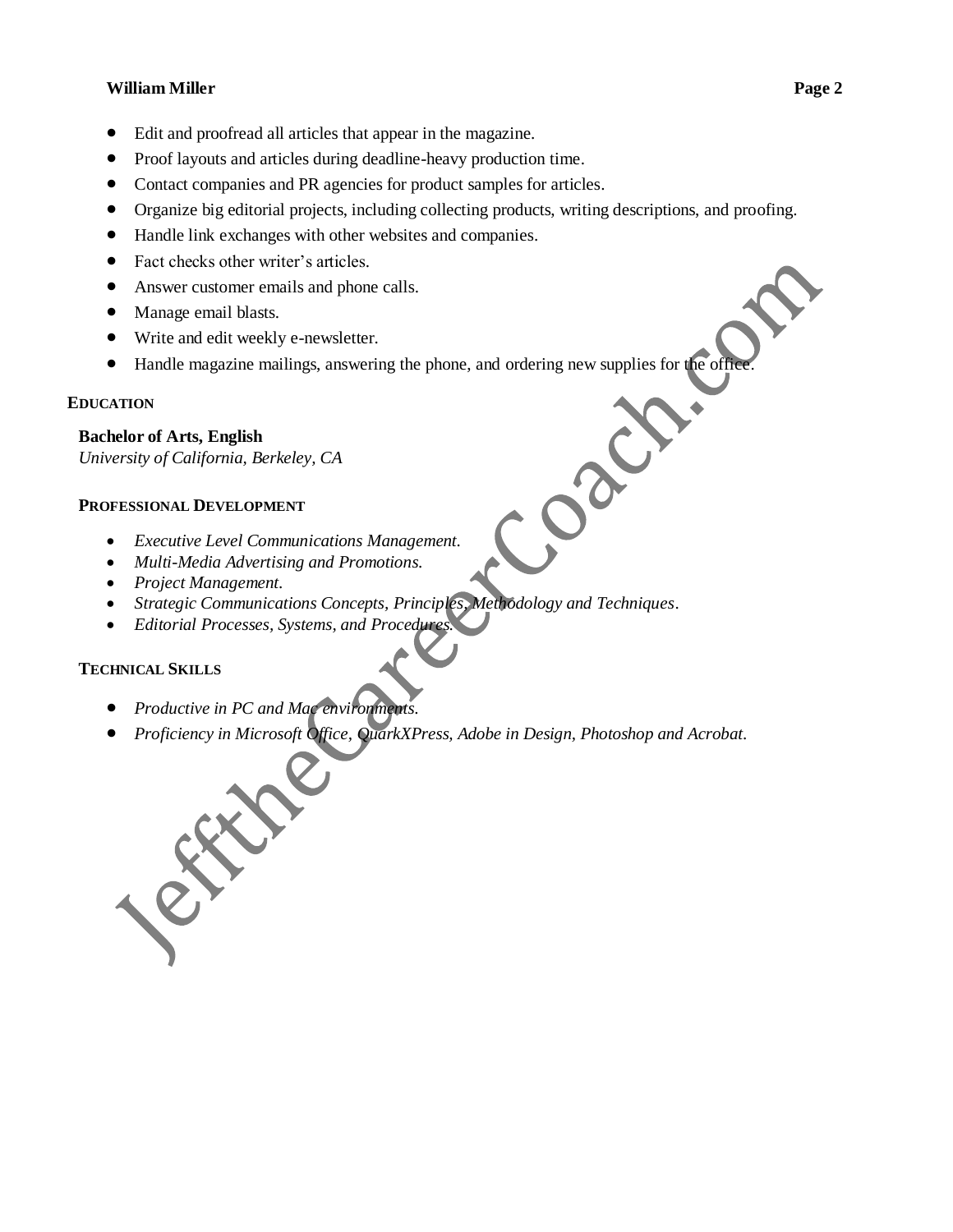- Edit and proofread all articles that appear in the magazine.
- Proof layouts and articles during deadline-heavy production time.
- Contact companies and PR agencies for product samples for articles.
- Organize big editorial projects, including collecting products, writing descriptions, and proofing.
- Handle link exchanges with other websites and companies.
- Fact checks other writer's articles.
- Answer customer emails and phone calls.
- Manage email blasts.
- Write and edit weekly e-newsletter.
- Handle magazine mailings, answering the phone, and ordering new supplies for the office.

## EDUCATION

**Bachelor of Arts, English**
*University of California, Berkeley, CA*

## PROFESSIONAL DEVELOPMENT

- *Executive Level Communications Management.*
- *Multi-Media Advertising and Promotions.*
- *Project Management.*
- *Strategic Communications Concepts, Principles, Methodology and Techniques.*
- *Editorial Processes, Systems, and Procedures.*

## TECHNICAL SKILLS

- *Productive in PC and Mac environments.*
- *Proficiency in Microsoft Office, QuarkXPress, Adobe in Design, Photoshop and Acrobat.*